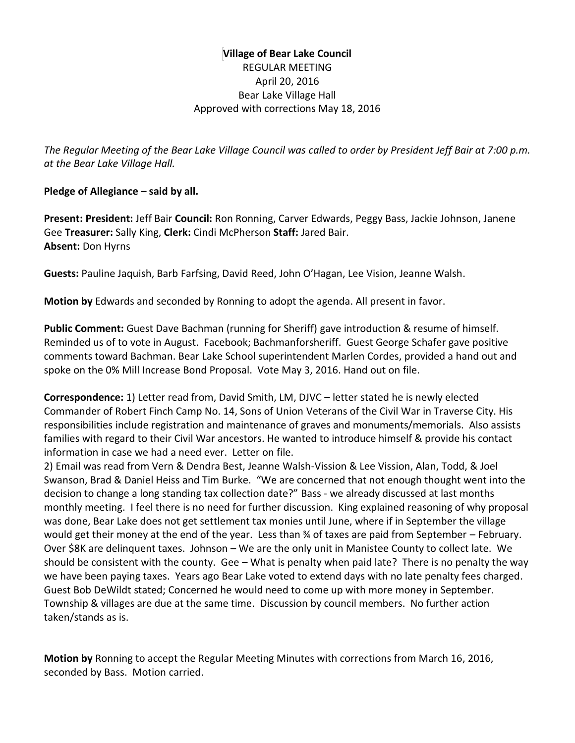**Village of Bear Lake Council**

REGULAR MEETING

April 20, 2016

Bear Lake Village Hall

Approved with corrections May 18, 2016

*The Regular Meeting of the Bear Lake Village Council was called to order by President Jeff Bair at 7:00 p.m. at the Bear Lake Village Hall.*

**Pledge of Allegiance – said by all.**

**Present: President:** Jeff Bair **Council:** Ron Ronning, Carver Edwards, Peggy Bass, Jackie Johnson, Janene Gee **Treasurer:** Sally King, **Clerk:** Cindi McPherson **Staff:** Jared Bair.
**Absent:** Don Hyrns

**Guests:** Pauline Jaquish, Barb Farfsing, David Reed, John O'Hagan, Lee Vision, Jeanne Walsh.

**Motion by** Edwards and seconded by Ronning to adopt the agenda. All present in favor.

**Public Comment:** Guest Dave Bachman (running for Sheriff) gave introduction & resume of himself. Reminded us of to vote in August. Facebook; Bachmanforsheriff. Guest George Schafer gave positive comments toward Bachman. Bear Lake School superintendent Marlen Cordes, provided a hand out and spoke on the 0% Mill Increase Bond Proposal. Vote May 3, 2016. Hand out on file.

**Correspondence:** 1) Letter read from, David Smith, LM, DJVC – letter stated he is newly elected Commander of Robert Finch Camp No. 14, Sons of Union Veterans of the Civil War in Traverse City. His responsibilities include registration and maintenance of graves and monuments/memorials. Also assists families with regard to their Civil War ancestors. He wanted to introduce himself & provide his contact information in case we had a need ever. Letter on file.
2) Email was read from Vern & Dendra Best, Jeanne Walsh-Vission & Lee Vission, Alan, Todd, & Joel Swanson, Brad & Daniel Heiss and Tim Burke. "We are concerned that not enough thought went into the decision to change a long standing tax collection date?" Bass - we already discussed at last months monthly meeting. I feel there is no need for further discussion. King explained reasoning of why proposal was done, Bear Lake does not get settlement tax monies until June, where if in September the village would get their money at the end of the year. Less than ¾ of taxes are paid from September – February. Over $8K are delinquent taxes. Johnson – We are the only unit in Manistee County to collect late. We should be consistent with the county. Gee – What is penalty when paid late? There is no penalty the way we have been paying taxes. Years ago Bear Lake voted to extend days with no late penalty fees charged. Guest Bob DeWildt stated; Concerned he would need to come up with more money in September. Township & villages are due at the same time. Discussion by council members. No further action taken/stands as is.

**Motion by** Ronning to accept the Regular Meeting Minutes with corrections from March 16, 2016, seconded by Bass. Motion carried.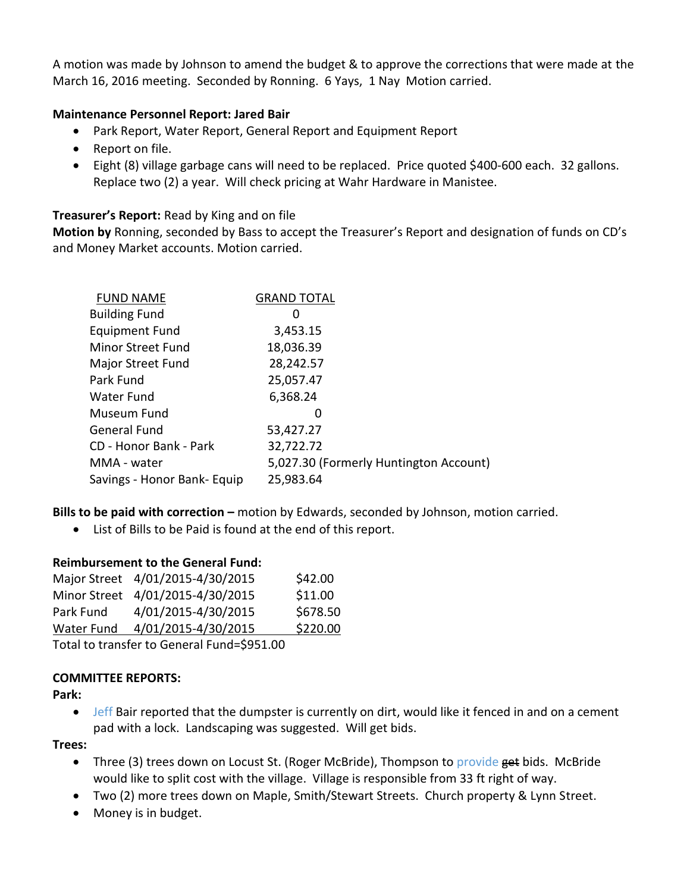A motion was made by Johnson to amend the budget & to approve the corrections that were made at the March 16, 2016 meeting. Seconded by Ronning. 6 Yays, 1 Nay Motion carried.

**Maintenance Personnel Report: Jared Bair**

- Park Report, Water Report, General Report and Equipment Report
- Report on file.
- Eight (8) village garbage cans will need to be replaced. Price quoted $400-600 each. 32 gallons. Replace two (2) a year. Will check pricing at Wahr Hardware in Manistee.

**Treasurer's Report:** Read by King and on file

**Motion by** Ronning, seconded by Bass to accept the Treasurer's Report and designation of funds on CD's and Money Market accounts. Motion carried.

| FUND NAME | GRAND TOTAL |
|---|---|
| Building Fund | 0 |
| Equipment Fund | 3,453.15 |
| Minor Street Fund | 18,036.39 |
| Major Street Fund | 28,242.57 |
| Park Fund | 25,057.47 |
| Water Fund | 6,368.24 |
| Museum Fund | 0 |
| General Fund | 53,427.27 |
| CD - Honor Bank - Park | 32,722.72 |
| MMA - water | 5,027.30 (Formerly Huntington Account) |
| Savings - Honor Bank- Equip | 25,983.64 |

**Bills to be paid with correction –** motion by Edwards, seconded by Johnson, motion carried.

- List of Bills to be Paid is found at the end of this report.

**Reimbursement to the General Fund:**

| | | |
|---|---|---|
| Major Street | 4/01/2015-4/30/2015 | $42.00 |
| Minor Street | 4/01/2015-4/30/2015 | $11.00 |
| Park Fund | 4/01/2015-4/30/2015 | $678.50 |
| Water Fund | 4/01/2015-4/30/2015 | $220.00 |

Total to transfer to General Fund=$951.00

**COMMITTEE REPORTS:**

**Park:**

- Jeff Bair reported that the dumpster is currently on dirt, would like it fenced in and on a cement pad with a lock. Landscaping was suggested. Will get bids.

**Trees:**

- Three (3) trees down on Locust St. (Roger McBride), Thompson to provide ~~get~~ bids. McBride would like to split cost with the village. Village is responsible from 33 ft right of way.
- Two (2) more trees down on Maple, Smith/Stewart Streets. Church property & Lynn Street.
- Money is in budget.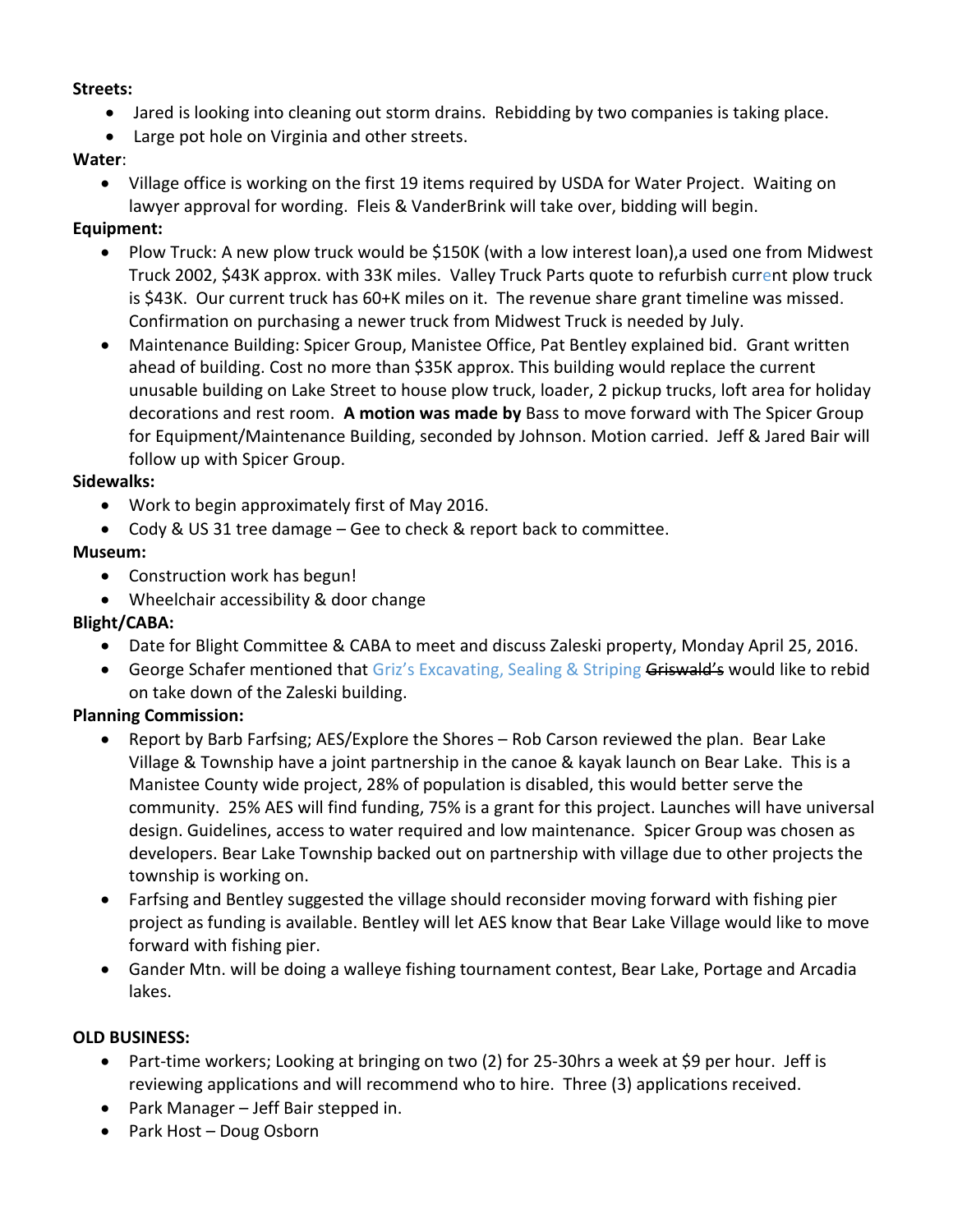**Streets:**

- Jared is looking into cleaning out storm drains. Rebidding by two companies is taking place.
- Large pot hole on Virginia and other streets.

**Water**:

- Village office is working on the first 19 items required by USDA for Water Project. Waiting on lawyer approval for wording. Fleis & VanderBrink will take over, bidding will begin.

**Equipment:**

- Plow Truck: A new plow truck would be $150K (with a low interest loan),a used one from Midwest Truck 2002, $43K approx. with 33K miles. Valley Truck Parts quote to refurbish current plow truck is $43K. Our current truck has 60+K miles on it. The revenue share grant timeline was missed. Confirmation on purchasing a newer truck from Midwest Truck is needed by July.
- Maintenance Building: Spicer Group, Manistee Office, Pat Bentley explained bid. Grant written ahead of building. Cost no more than $35K approx. This building would replace the current unusable building on Lake Street to house plow truck, loader, 2 pickup trucks, loft area for holiday decorations and rest room. **A motion was made by** Bass to move forward with The Spicer Group for Equipment/Maintenance Building, seconded by Johnson. Motion carried. Jeff & Jared Bair will follow up with Spicer Group.

**Sidewalks:**

- Work to begin approximately first of May 2016.
- Cody & US 31 tree damage – Gee to check & report back to committee.

**Museum:**

- Construction work has begun!
- Wheelchair accessibility & door change

**Blight/CABA:**

- Date for Blight Committee & CABA to meet and discuss Zaleski property, Monday April 25, 2016.
- George Schafer mentioned that Griz's Excavating, Sealing & Striping ~~Griswald's~~ would like to rebid on take down of the Zaleski building.

**Planning Commission:**

- Report by Barb Farfsing; AES/Explore the Shores – Rob Carson reviewed the plan. Bear Lake Village & Township have a joint partnership in the canoe & kayak launch on Bear Lake. This is a Manistee County wide project, 28% of population is disabled, this would better serve the community. 25% AES will find funding, 75% is a grant for this project. Launches will have universal design. Guidelines, access to water required and low maintenance. Spicer Group was chosen as developers. Bear Lake Township backed out on partnership with village due to other projects the township is working on.
- Farfsing and Bentley suggested the village should reconsider moving forward with fishing pier project as funding is available. Bentley will let AES know that Bear Lake Village would like to move forward with fishing pier.
- Gander Mtn. will be doing a walleye fishing tournament contest, Bear Lake, Portage and Arcadia lakes.

**OLD BUSINESS:**

- Part-time workers; Looking at bringing on two (2) for 25-30hrs a week at $9 per hour. Jeff is reviewing applications and will recommend who to hire. Three (3) applications received.
- Park Manager – Jeff Bair stepped in.
- Park Host – Doug Osborn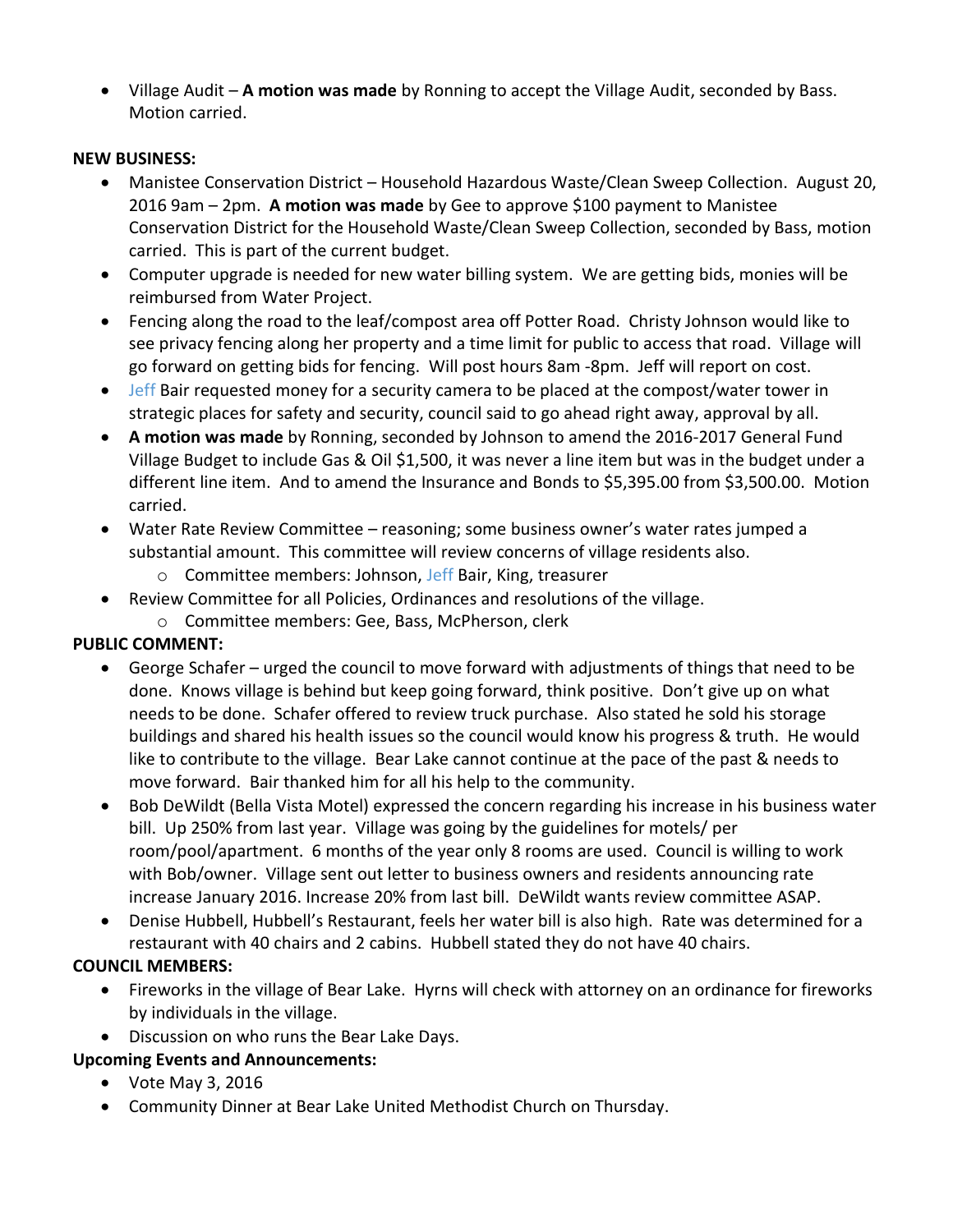- Village Audit – **A motion was made** by Ronning to accept the Village Audit, seconded by Bass. Motion carried.

**NEW BUSINESS:**

- Manistee Conservation District – Household Hazardous Waste/Clean Sweep Collection. August 20, 2016 9am – 2pm. **A motion was made** by Gee to approve $100 payment to Manistee Conservation District for the Household Waste/Clean Sweep Collection, seconded by Bass, motion carried. This is part of the current budget.
- Computer upgrade is needed for new water billing system. We are getting bids, monies will be reimbursed from Water Project.
- Fencing along the road to the leaf/compost area off Potter Road. Christy Johnson would like to see privacy fencing along her property and a time limit for public to access that road. Village will go forward on getting bids for fencing. Will post hours 8am -8pm. Jeff will report on cost.
- Jeff Bair requested money for a security camera to be placed at the compost/water tower in strategic places for safety and security, council said to go ahead right away, approval by all.
- **A motion was made** by Ronning, seconded by Johnson to amend the 2016-2017 General Fund Village Budget to include Gas & Oil $1,500, it was never a line item but was in the budget under a different line item. And to amend the Insurance and Bonds to $5,395.00 from $3,500.00. Motion carried.
- Water Rate Review Committee – reasoning; some business owner's water rates jumped a substantial amount. This committee will review concerns of village residents also.
  - Committee members: Johnson, Jeff Bair, King, treasurer
- Review Committee for all Policies, Ordinances and resolutions of the village.
  - Committee members: Gee, Bass, McPherson, clerk

**PUBLIC COMMENT:**

- George Schafer – urged the council to move forward with adjustments of things that need to be done. Knows village is behind but keep going forward, think positive. Don't give up on what needs to be done. Schafer offered to review truck purchase. Also stated he sold his storage buildings and shared his health issues so the council would know his progress & truth. He would like to contribute to the village. Bear Lake cannot continue at the pace of the past & needs to move forward. Bair thanked him for all his help to the community.
- Bob DeWildt (Bella Vista Motel) expressed the concern regarding his increase in his business water bill. Up 250% from last year. Village was going by the guidelines for motels/ per room/pool/apartment. 6 months of the year only 8 rooms are used. Council is willing to work with Bob/owner. Village sent out letter to business owners and residents announcing rate increase January 2016. Increase 20% from last bill. DeWildt wants review committee ASAP.
- Denise Hubbell, Hubbell's Restaurant, feels her water bill is also high. Rate was determined for a restaurant with 40 chairs and 2 cabins. Hubbell stated they do not have 40 chairs.

**COUNCIL MEMBERS:**

- Fireworks in the village of Bear Lake. Hyrns will check with attorney on an ordinance for fireworks by individuals in the village.
- Discussion on who runs the Bear Lake Days.

**Upcoming Events and Announcements:**

- Vote May 3, 2016
- Community Dinner at Bear Lake United Methodist Church on Thursday.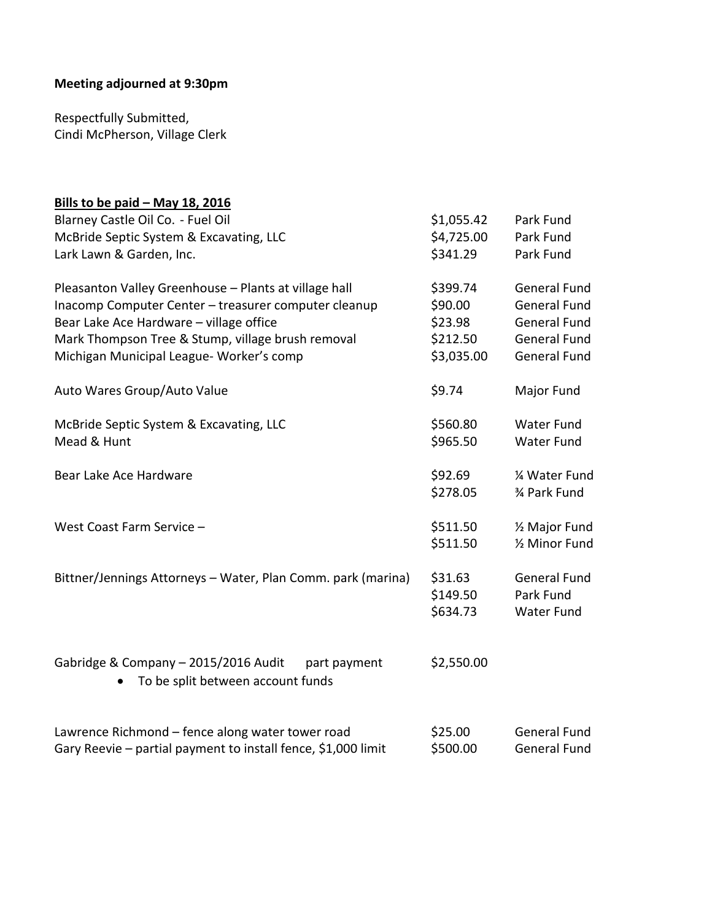**Meeting adjourned at 9:30pm**

Respectfully Submitted,
Cindi McPherson, Village Clerk

**Bills to be paid – May 18, 2016**

| | | |
|---|---|---|
| Blarney Castle Oil Co. - Fuel Oil | $1,055.42 | Park Fund |
| McBride Septic System & Excavating, LLC | $4,725.00 | Park Fund |
| Lark Lawn & Garden, Inc. | $341.29 | Park Fund |
| | | |
| Pleasanton Valley Greenhouse – Plants at village hall | $399.74 | General Fund |
| Inacomp Computer Center – treasurer computer cleanup | $90.00 | General Fund |
| Bear Lake Ace Hardware – village office | $23.98 | General Fund |
| Mark Thompson Tree & Stump, village brush removal | $212.50 | General Fund |
| Michigan Municipal League- Worker's comp | $3,035.00 | General Fund |
| | | |
| Auto Wares Group/Auto Value | $9.74 | Major Fund |
| | | |
| McBride Septic System & Excavating, LLC | $560.80 | Water Fund |
| Mead & Hunt | $965.50 | Water Fund |
| | | |
| Bear Lake Ace Hardware | $92.69 | ¼ Water Fund |
| | $278.05 | ¾ Park Fund |
| | | |
| West Coast Farm Service – | $511.50 | ½ Major Fund |
| | $511.50 | ½ Minor Fund |
| | | |
| Bittner/Jennings Attorneys – Water, Plan Comm. park (marina) | $31.63 | General Fund |
| | $149.50 | Park Fund |
| | $634.73 | Water Fund |
| | | |
| Gabridge & Company – 2015/2016 Audit part payment | $2,550.00 | |

- To be split between account funds

| | | |
|---|---|---|
| Lawrence Richmond – fence along water tower road | $25.00 | General Fund |
| Gary Reevie – partial payment to install fence, $1,000 limit | $500.00 | General Fund |